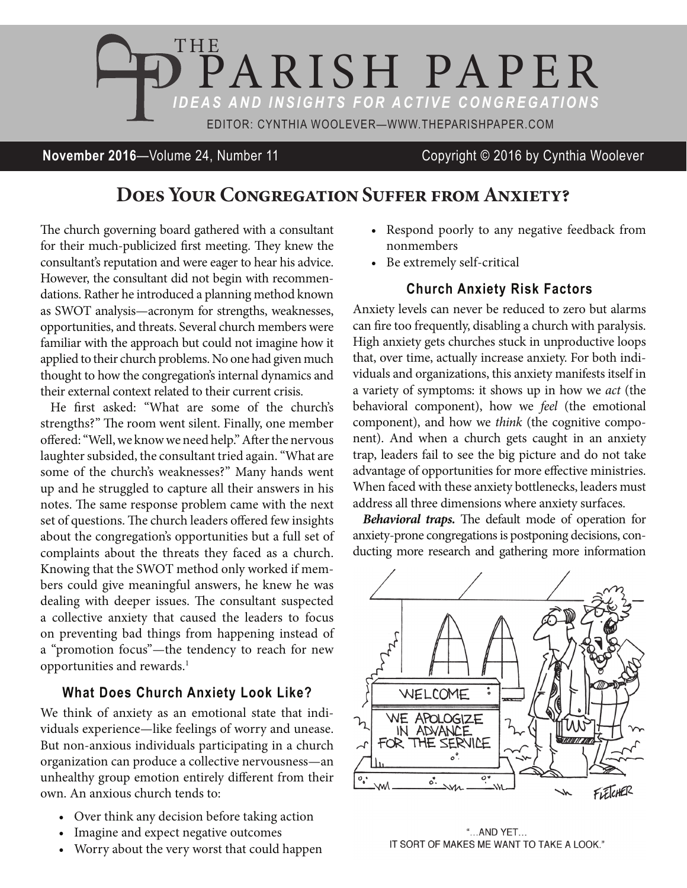# THE PARISH PAPER

*IDEAS AND INSIGHTS FOR ACTIVE CONGREGATIONS*

EDITOR: CYNTHIA WOOLEVER—WWW.THEPARISHPAPER.COM

**November 2016**—Volume 24, Number 11 Copyright © 2016 by Cynthia Woolever

## Does Your Congregation Suffer from Anxiety?

The church governing board gathered with a consultant for their much-publicized first meeting. They knew the consultant's reputation and were eager to hear his advice. However, the consultant did not begin with recommendations. Rather he introduced a planning method known as SWOT analysis—acronym for strengths, weaknesses, opportunities, and threats. Several church members were familiar with the approach but could not imagine how it applied to their church problems. No one had given much thought to how the congregation's internal dynamics and their external context related to their current crisis.

He first asked: "What are some of the church's strengths?" The room went silent. Finally, one member offered: "Well, we know we need help." After the nervous laughter subsided, the consultant tried again. "What are some of the church's weaknesses?" Many hands went up and he struggled to capture all their answers in his notes. The same response problem came with the next set of questions. The church leaders offered few insights about the congregation's opportunities but a full set of complaints about the threats they faced as a church. Knowing that the SWOT method only worked if members could give meaningful answers, he knew he was dealing with deeper issues. The consultant suspected a collective anxiety that caused the leaders to focus on preventing bad things from happening instead of a "promotion focus"—the tendency to reach for new opportunities and rewards.[1]

### What Does Church Anxiety Look Like?

We think of anxiety as an emotional state that individuals experience—like feelings of worry and unease. But non-anxious individuals participating in a church organization can produce a collective nervousness—an unhealthy group emotion entirely different from their own. An anxious church tends to:

- Over think any decision before taking action
- Imagine and expect negative outcomes
- Worry about the very worst that could happen
- Respond poorly to any negative feedback from nonmembers
- Be extremely self-critical

### Church Anxiety Risk Factors

Anxiety levels can never be reduced to zero but alarms can fire too frequently, disabling a church with paralysis. High anxiety gets churches stuck in unproductive loops that, over time, actually increase anxiety. For both individuals and organizations, this anxiety manifests itself in a variety of symptoms: it shows up in how we *act* (the behavioral component), how we *feel* (the emotional component), and how we *think* (the cognitive component). And when a church gets caught in an anxiety trap, leaders fail to see the big picture and do not take advantage of opportunities for more effective ministries. When faced with these anxiety bottlenecks, leaders must address all three dimensions where anxiety surfaces.

***Behavioral traps.*** The default mode of operation for anxiety-prone congregations is postponing decisions, conducting more research and gathering more information

"…AND YET… IT SORT OF MAKES ME WANT TO TAKE A LOOK."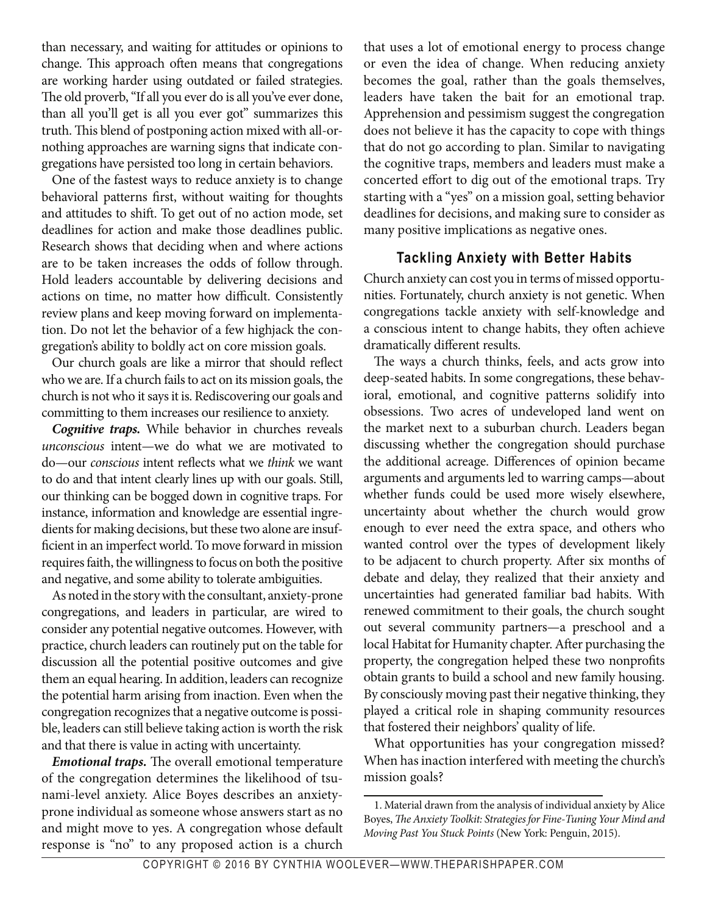than necessary, and waiting for attitudes or opinions to change. This approach often means that congregations are working harder using outdated or failed strategies. The old proverb, "If all you ever do is all you've ever done, than all you'll get is all you ever got" summarizes this truth. This blend of postponing action mixed with all-or-nothing approaches are warning signs that indicate congregations have persisted too long in certain behaviors.

One of the fastest ways to reduce anxiety is to change behavioral patterns first, without waiting for thoughts and attitudes to shift. To get out of no action mode, set deadlines for action and make those deadlines public. Research shows that deciding when and where actions are to be taken increases the odds of follow through. Hold leaders accountable by delivering decisions and actions on time, no matter how difficult. Consistently review plans and keep moving forward on implementation. Do not let the behavior of a few highjack the congregation's ability to boldly act on core mission goals.

Our church goals are like a mirror that should reflect who we are. If a church fails to act on its mission goals, the church is not who it says it is. Rediscovering our goals and committing to them increases our resilience to anxiety.

***Cognitive traps.*** While behavior in churches reveals *unconscious* intent—we do what we are motivated to do—our *conscious* intent reflects what we *think* we want to do and that intent clearly lines up with our goals. Still, our thinking can be bogged down in cognitive traps. For instance, information and knowledge are essential ingredients for making decisions, but these two alone are insufficient in an imperfect world. To move forward in mission requires faith, the willingness to focus on both the positive and negative, and some ability to tolerate ambiguities.

As noted in the story with the consultant, anxiety-prone congregations, and leaders in particular, are wired to consider any potential negative outcomes. However, with practice, church leaders can routinely put on the table for discussion all the potential positive outcomes and give them an equal hearing. In addition, leaders can recognize the potential harm arising from inaction. Even when the congregation recognizes that a negative outcome is possible, leaders can still believe taking action is worth the risk and that there is value in acting with uncertainty.

***Emotional traps.*** The overall emotional temperature of the congregation determines the likelihood of tsunami-level anxiety. Alice Boyes describes an anxiety-prone individual as someone whose answers start as no and might move to yes. A congregation whose default response is "no" to any proposed action is a church that uses a lot of emotional energy to process change or even the idea of change. When reducing anxiety becomes the goal, rather than the goals themselves, leaders have taken the bait for an emotional trap. Apprehension and pessimism suggest the congregation does not believe it has the capacity to cope with things that do not go according to plan. Similar to navigating the cognitive traps, members and leaders must make a concerted effort to dig out of the emotional traps. Try starting with a "yes" on a mission goal, setting behavior deadlines for decisions, and making sure to consider as many positive implications as negative ones.

## Tackling Anxiety with Better Habits

Church anxiety can cost you in terms of missed opportunities. Fortunately, church anxiety is not genetic. When congregations tackle anxiety with self-knowledge and a conscious intent to change habits, they often achieve dramatically different results.

The ways a church thinks, feels, and acts grow into deep-seated habits. In some congregations, these behavioral, emotional, and cognitive patterns solidify into obsessions. Two acres of undeveloped land went on the market next to a suburban church. Leaders began discussing whether the congregation should purchase the additional acreage. Differences of opinion became arguments and arguments led to warring camps—about whether funds could be used more wisely elsewhere, uncertainty about whether the church would grow enough to ever need the extra space, and others who wanted control over the types of development likely to be adjacent to church property. After six months of debate and delay, they realized that their anxiety and uncertainties had generated familiar bad habits. With renewed commitment to their goals, the church sought out several community partners—a preschool and a local Habitat for Humanity chapter. After purchasing the property, the congregation helped these two nonprofits obtain grants to build a school and new family housing. By consciously moving past their negative thinking, they played a critical role in shaping community resources that fostered their neighbors' quality of life.

What opportunities has your congregation missed? When has inaction interfered with meeting the church's mission goals?

---

1. Material drawn from the analysis of individual anxiety by Alice Boyes, *The Anxiety Toolkit: Strategies for Fine-Tuning Your Mind and Moving Past You Stuck Points* (New York: Penguin, 2015).

COPYRIGHT © 2016 BY CYNTHIA WOOLEVER—WWW.THEPARISHPAPER.COM